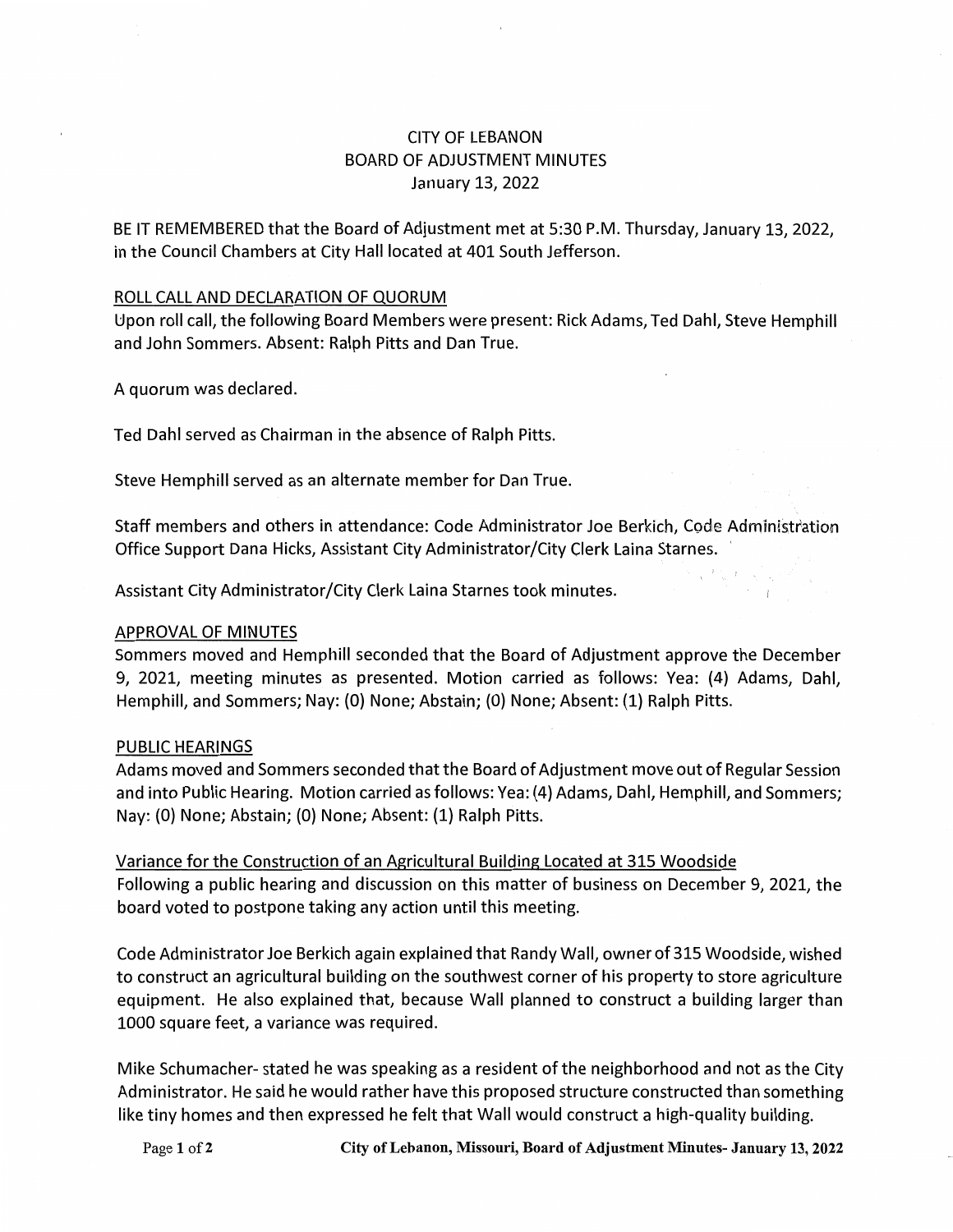# CITY OF LEBANON
## BOARD OF ADJUSTMENT MINUTES
### January 13, 2022

BE IT REMEMBERED that the Board of Adjustment met at 5:30 P.M. Thursday, January 13, 2022, in the Council Chambers at City Hall located at 401 South Jefferson.

## ROLL CALL AND DECLARATION OF QUORUM

Upon roll call, the following Board Members were present: Rick Adams, Ted Dahl, Steve Hemphill and John Sommers. Absent: Ralph Pitts and Dan True.

A quorum was declared.

Ted Dahl served as Chairman in the absence of Ralph Pitts.

Steve Hemphill served as an alternate member for Dan True.

Staff members and others in attendance: Code Administrator Joe Berkich, Code Administration Office Support Dana Hicks, Assistant City Administrator/City Clerk Laina Starnes.

Assistant City Administrator/City Clerk Laina Starnes took minutes.

## APPROVAL OF MINUTES

Sommers moved and Hemphill seconded that the Board of Adjustment approve the December 9, 2021, meeting minutes as presented. Motion carried as follows: Yea: (4) Adams, Dahl, Hemphill, and Sommers; Nay: (0) None; Abstain; (0) None; Absent: (1) Ralph Pitts.

## PUBLIC HEARINGS

Adams moved and Sommers seconded that the Board of Adjustment move out of Regular Session and into Public Hearing. Motion carried as follows: Yea: (4) Adams, Dahl, Hemphill, and Sommers; Nay: (0) None; Abstain; (0) None; Absent: (1) Ralph Pitts.

### Variance for the Construction of an Agricultural Building Located at 315 Woodside

Following a public hearing and discussion on this matter of business on December 9, 2021, the board voted to postpone taking any action until this meeting.

Code Administrator Joe Berkich again explained that Randy Wall, owner of 315 Woodside, wished to construct an agricultural building on the southwest corner of his property to store agriculture equipment. He also explained that, because Wall planned to construct a building larger than 1000 square feet, a variance was required.

Mike Schumacher- stated he was speaking as a resident of the neighborhood and not as the City Administrator. He said he would rather have this proposed structure constructed than something like tiny homes and then expressed he felt that Wall would construct a high-quality building.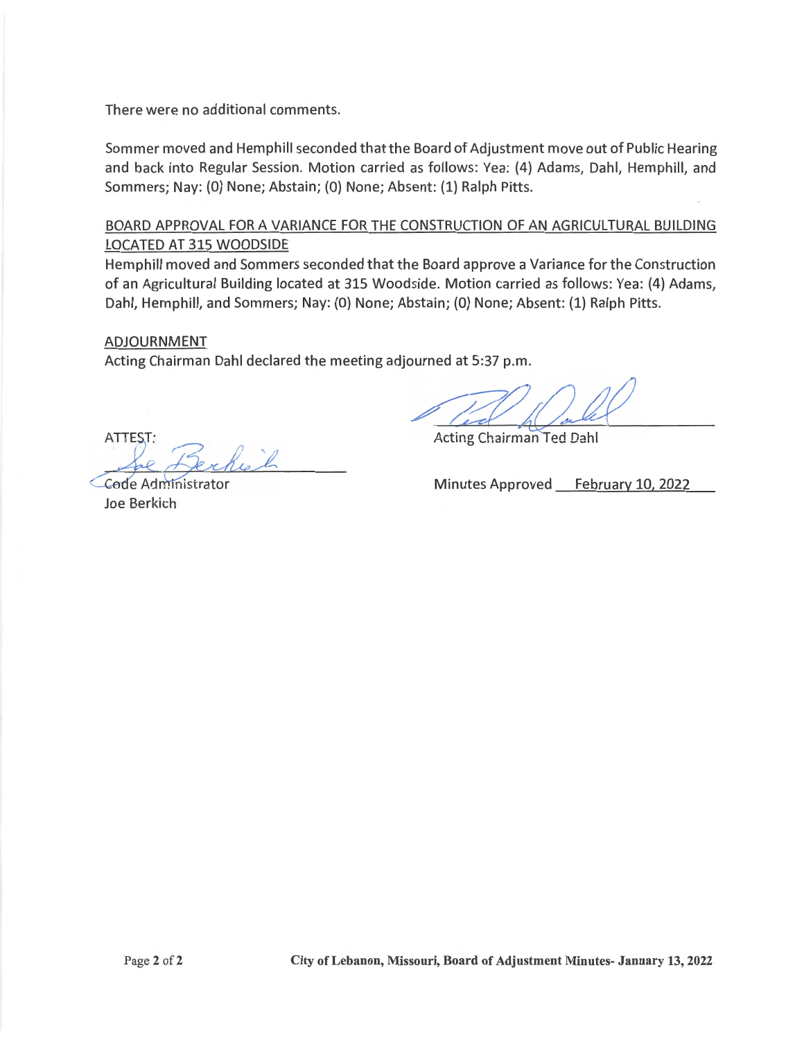There were no additional comments.

Sommer moved and Hemphill seconded that the Board of Adjustment move out of Public Hearing and back into Regular Session. Motion carried as follows: Yea: (4) Adams, Dahl, Hemphill, and Sommers; Nay: (0) None; Abstain; (0) None; Absent: (1) Ralph Pitts.

BOARD APPROVAL FOR A VARIANCE FOR THE CONSTRUCTION OF AN AGRICULTURAL BUILDING LOCATED AT 315 WOODSIDE

Hemphill moved and Sommers seconded that the Board approve a Variance for the Construction of an Agricultural Building located at 315 Woodside. Motion carried as follows: Yea: (4) Adams, Dahl, Hemphill, and Sommers; Nay: (0) None; Abstain; (0) None; Absent: (1) Ralph Pitts.

ADJOURNMENT

Acting Chairman Dahl declared the meeting adjourned at 5:37 p.m.

Acting Chairman Ted Dahl

ATTEST:

Code Administrator
Joe Berkich

Minutes Approved February 10, 2022